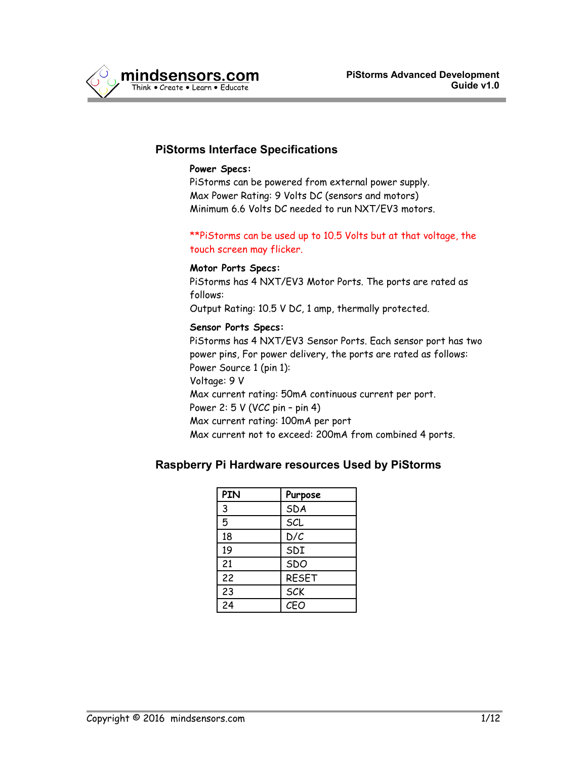## PiStorms Interface Specifications

**Power Specs:**
PiStorms can be powered from external power supply.
Max Power Rating: 9 Volts DC (sensors and motors)
Minimum 6.6 Volts DC needed to run NXT/EV3 motors.

**PiStorms can be used up to 10.5 Volts but at that voltage, the touch screen may flicker.

**Motor Ports Specs:**
PiStorms has 4 NXT/EV3 Motor Ports. The ports are rated as follows:
Output Rating: 10.5 V DC, 1 amp, thermally protected.

**Sensor Ports Specs:**
PiStorms has 4 NXT/EV3 Sensor Ports. Each sensor port has two power pins, For power delivery, the ports are rated as follows:
Power Source 1 (pin 1):
Voltage: 9 V
Max current rating: 50mA continuous current per port.
Power 2: 5 V (VCC pin – pin 4)
Max current rating: 100mA per port
Max current not to exceed: 200mA from combined 4 ports.

## Raspberry Pi Hardware resources Used by PiStorms

| PIN | Purpose |
|---|---|
| 3 | SDA |
| 5 | SCL |
| 18 | D/C |
| 19 | SDI |
| 21 | SDO |
| 22 | RESET |
| 23 | SCK |
| 24 | CEO |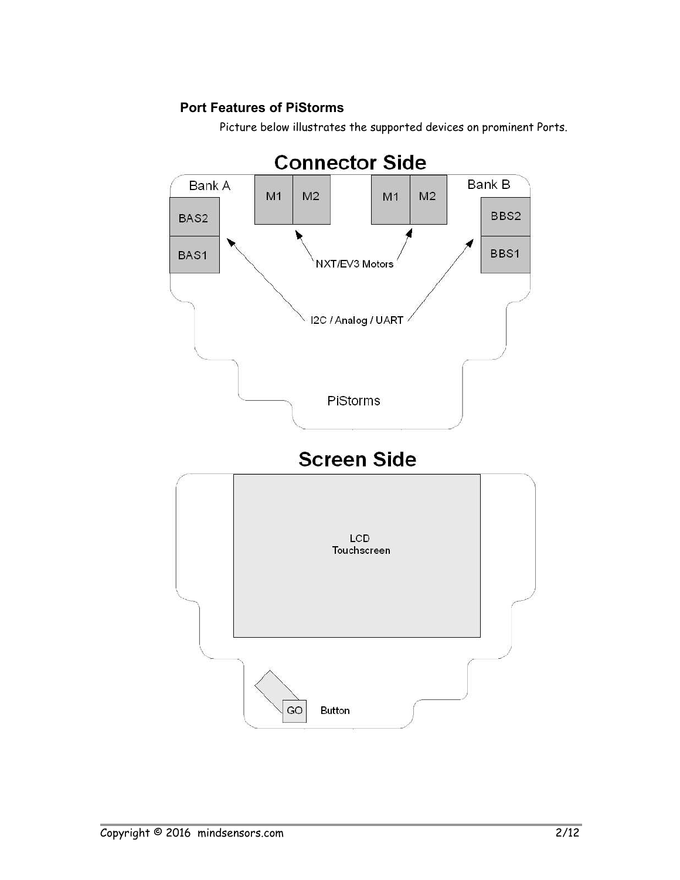### Port Features of PiStorms

Picture below illustrates the supported devices on prominent Ports.

**Connector Side**

Bank A

BAS2

BAS1

M1 M2

M1 M2

Bank B

BBS2

BBS1

NXT/EV3 Motors

I2C / Analog / UART

PiStorms

**Screen Side**

LCD
Touchscreen

GO Button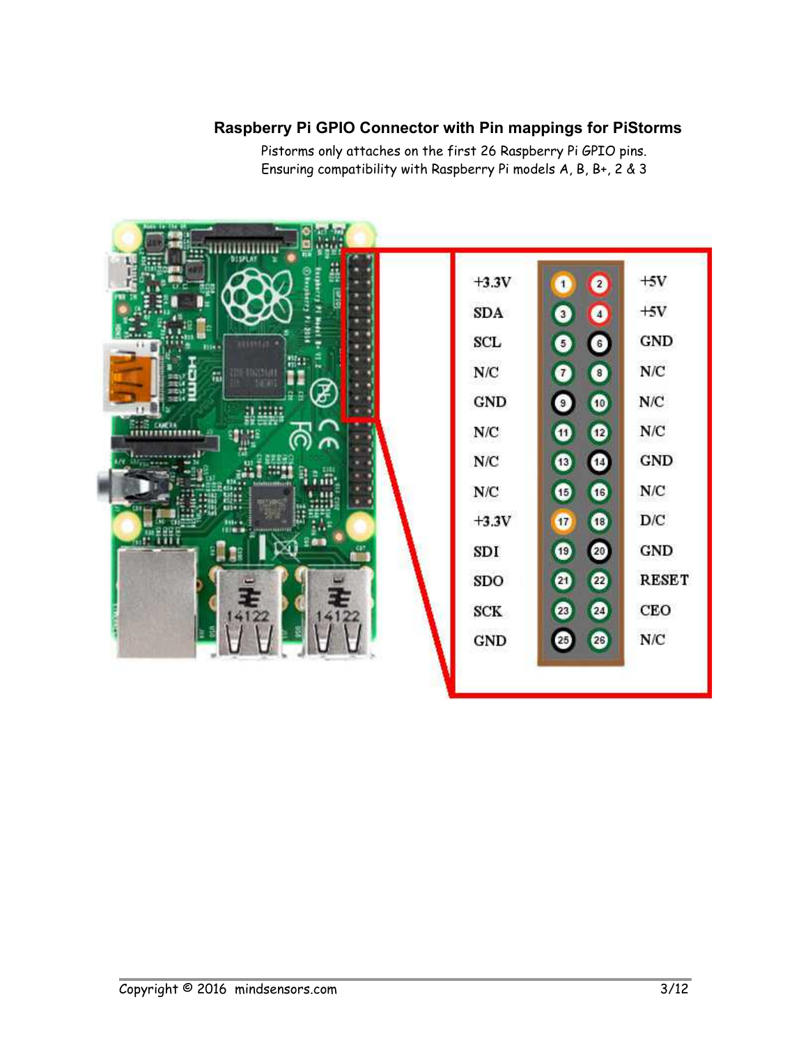## Raspberry Pi GPIO Connector with Pin mappings for PiStorms

Pistorms only attaches on the first 26 Raspberry Pi GPIO pins.
Ensuring compatibility with Raspberry Pi models A, B, B+, 2 & 3

| Function | Pin | Pin | Function |
| --- | --- | --- | --- |
| +3.3V | 1 | 2 | +5V |
| SDA | 3 | 4 | +5V |
| SCL | 5 | 6 | GND |
| N/C | 7 | 8 | N/C |
| GND | 9 | 10 | N/C |
| N/C | 11 | 12 | N/C |
| N/C | 13 | 14 | GND |
| N/C | 15 | 16 | N/C |
| +3.3V | 17 | 18 | D/C |
| SDI | 19 | 20 | GND |
| SDO | 21 | 22 | RESET |
| SCK | 23 | 24 | CEO |
| GND | 25 | 26 | N/C |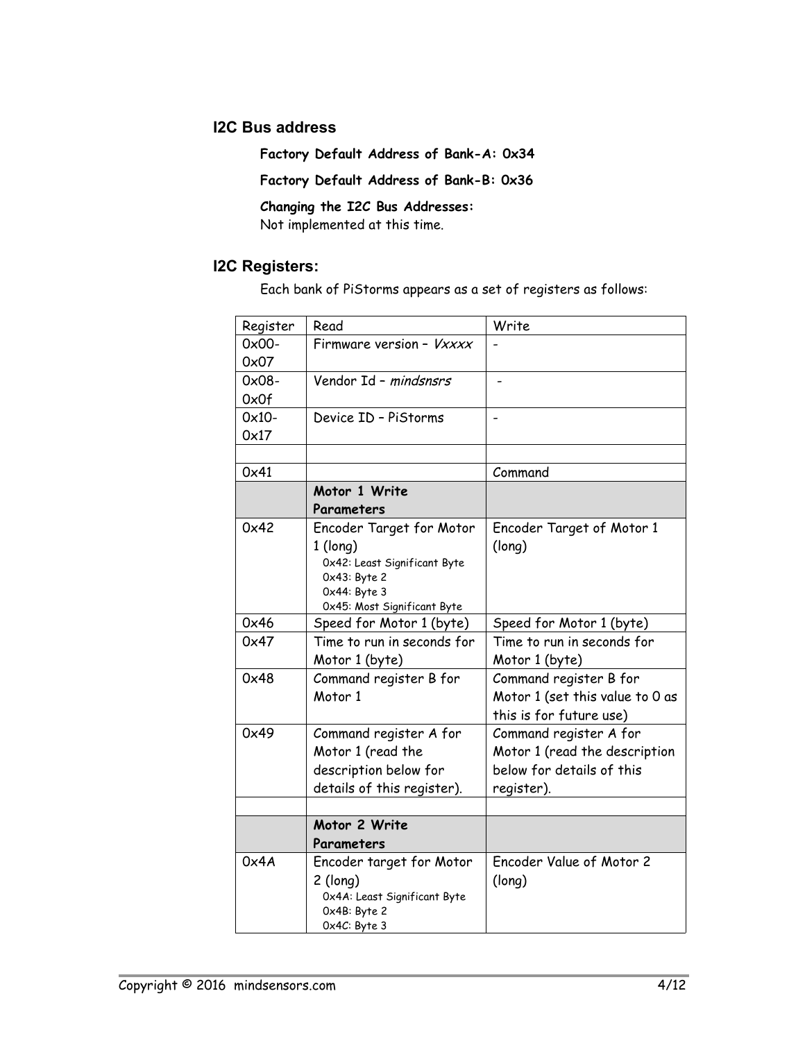## I2C Bus address

**Factory Default Address of Bank-A: 0x34**

**Factory Default Address of Bank-B: 0x36**

***Changing the I2C Bus Addresses:***
Not implemented at this time.

## I2C Registers:

Each bank of PiStorms appears as a set of registers as follows:

| Register | Read | Write |
|---|---|---|
| 0x00-0x07 | Firmware version – *Vxxxx* | - |
| 0x08-0x0f | Vendor Id – *mindsnsrs* | - |
| 0x10-0x17 | Device ID – PiStorms | - |
| | | |
| 0x41 | | Command |
| | **Motor 1 Write Parameters** | |
| 0x42 | Encoder Target for Motor 1 (long)<br>0x42: Least Significant Byte<br>0x43: Byte 2<br>0x44: Byte 3<br>0x45: Most Significant Byte | Encoder Target of Motor 1 (long) |
| 0x46 | Speed for Motor 1 (byte) | Speed for Motor 1 (byte) |
| 0x47 | Time to run in seconds for Motor 1 (byte) | Time to run in seconds for Motor 1 (byte) |
| 0x48 | Command register B for Motor 1 | Command register B for Motor 1 (set this value to 0 as this is for future use) |
| 0x49 | Command register A for Motor 1 (read the description below for details of this register). | Command register A for Motor 1 (read the description below for details of this register). |
| | | |
| | **Motor 2 Write Parameters** | |
| 0x4A | Encoder target for Motor 2 (long)<br>0x4A: Least Significant Byte<br>0x4B: Byte 2<br>0x4C: Byte 3 | Encoder Value of Motor 2 (long) |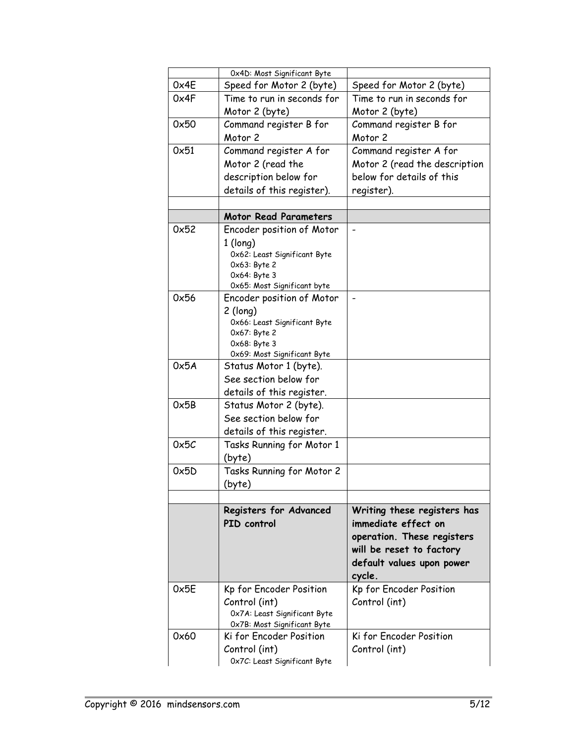| | | |
|---|---|---|
| | 0x4D: Most Significant Byte | |
| 0x4E | Speed for Motor 2 (byte) | Speed for Motor 2 (byte) |
| 0x4F | Time to run in seconds for Motor 2 (byte) | Time to run in seconds for Motor 2 (byte) |
| 0x50 | Command register B for Motor 2 | Command register B for Motor 2 |
| 0x51 | Command register A for Motor 2 (read the description below for details of this register). | Command register A for Motor 2 (read the description below for details of this register). |
| | | |
| | **Motor Read Parameters** | |
| 0x52 | Encoder position of Motor 1 (long)<br>0x62: Least Significant Byte<br>0x63: Byte 2<br>0x64: Byte 3<br>0x65: Most Significant byte | - |
| 0x56 | Encoder position of Motor 2 (long)<br>0x66: Least Significant Byte<br>0x67: Byte 2<br>0x68: Byte 3<br>0x69: Most Significant Byte | - |
| 0x5A | Status Motor 1 (byte). See section below for details of this register. | |
| 0x5B | Status Motor 2 (byte). See section below for details of this register. | |
| 0x5C | Tasks Running for Motor 1 (byte) | |
| 0x5D | Tasks Running for Motor 2 (byte) | |
| | | |
| | **Registers for Advanced PID control** | **Writing these registers has immediate effect on operation. These registers will be reset to factory default values upon power cycle.** |
| 0x5E | Kp for Encoder Position Control (int)<br>0x7A: Least Significant Byte<br>0x7B: Most Significant Byte | Kp for Encoder Position Control (int) |
| 0x60 | Ki for Encoder Position Control (int)<br>0x7C: Least Significant Byte | Ki for Encoder Position Control (int) |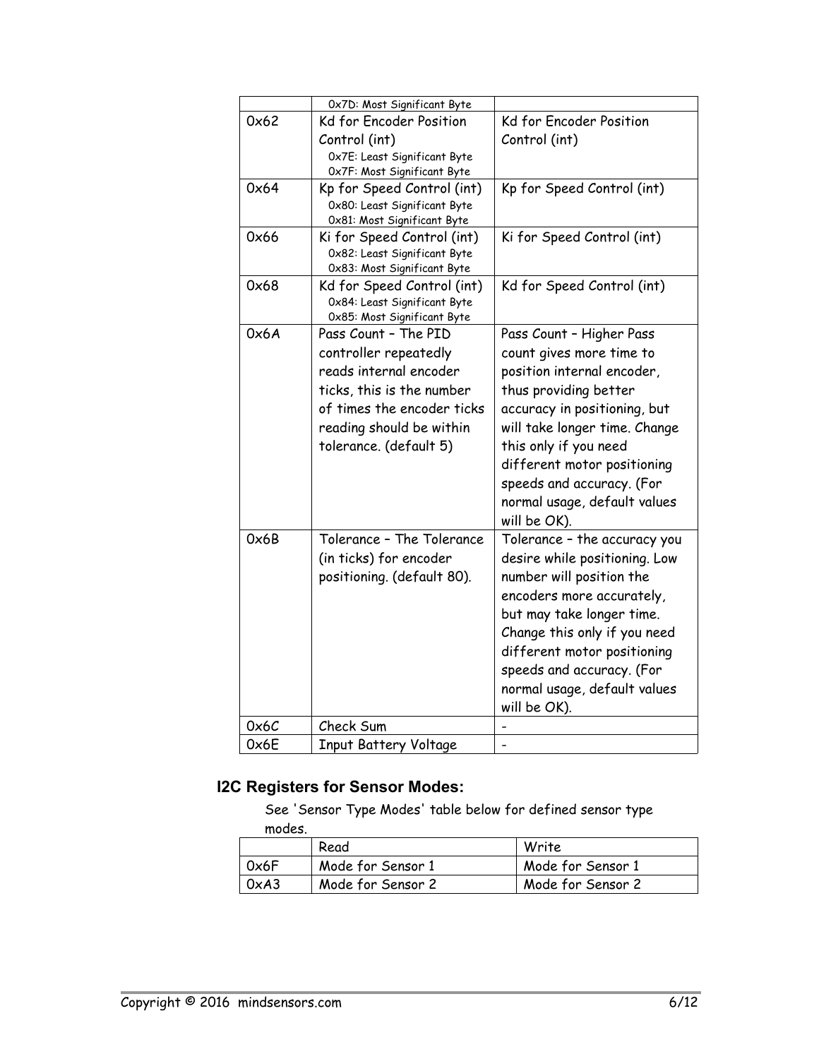| | | |
|---|---|---|
| | 0x7D: Most Significant Byte | |
| 0x62 | Kd for Encoder Position Control (int)<br>0x7E: Least Significant Byte<br>0x7F: Most Significant Byte | Kd for Encoder Position Control (int) |
| 0x64 | Kp for Speed Control (int)<br>0x80: Least Significant Byte<br>0x81: Most Significant Byte | Kp for Speed Control (int) |
| 0x66 | Ki for Speed Control (int)<br>0x82: Least Significant Byte<br>0x83: Most Significant Byte | Ki for Speed Control (int) |
| 0x68 | Kd for Speed Control (int)<br>0x84: Least Significant Byte<br>0x85: Most Significant Byte | Kd for Speed Control (int) |
| 0x6A | Pass Count – The PID controller repeatedly reads internal encoder ticks, this is the number of times the encoder ticks reading should be within tolerance. (default 5) | Pass Count – Higher Pass count gives more time to position internal encoder, thus providing better accuracy in positioning, but will take longer time. Change this only if you need different motor positioning speeds and accuracy. (For normal usage, default values will be OK). |
| 0x6B | Tolerance – The Tolerance (in ticks) for encoder positioning. (default 80). | Tolerance – the accuracy you desire while positioning. Low number will position the encoders more accurately, but may take longer time. Change this only if you need different motor positioning speeds and accuracy. (For normal usage, default values will be OK). |
| 0x6C | Check Sum | - |
| 0x6E | Input Battery Voltage | - |

### I2C Registers for Sensor Modes:

See 'Sensor Type Modes' table below for defined sensor type modes.

| | Read | Write |
|---|---|---|
| 0x6F | Mode for Sensor 1 | Mode for Sensor 1 |
| 0xA3 | Mode for Sensor 2 | Mode for Sensor 2 |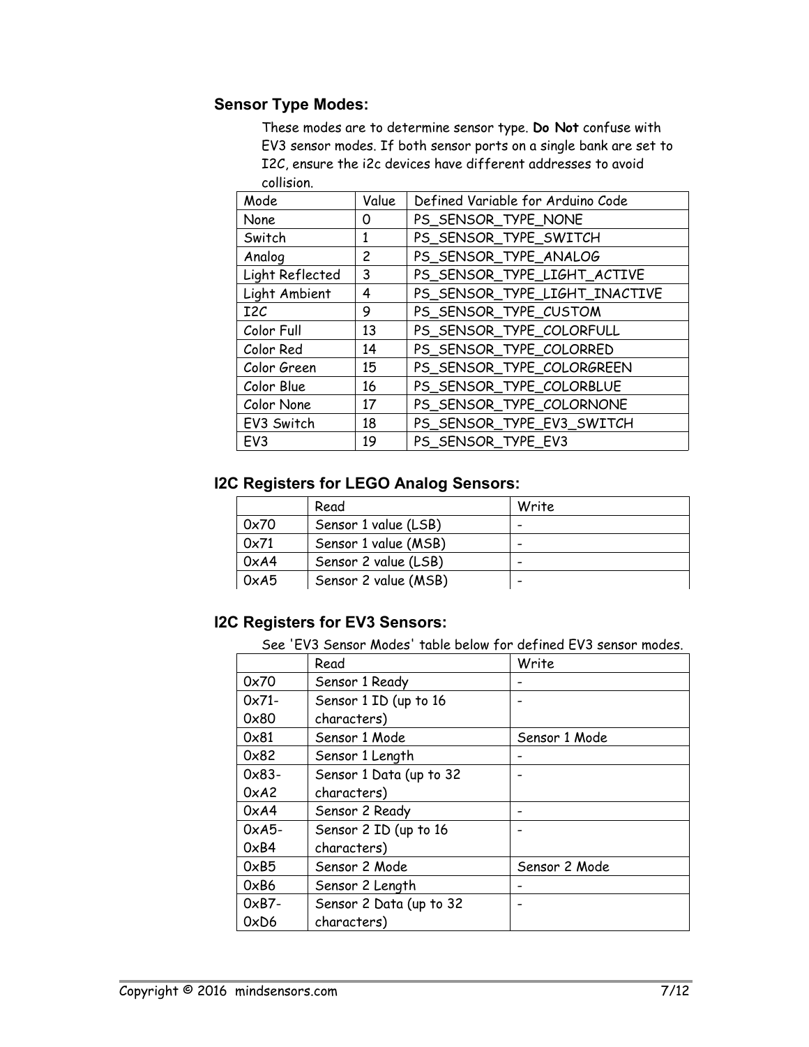### Sensor Type Modes:

These modes are to determine sensor type. **Do Not** confuse with EV3 sensor modes. If both sensor ports on a single bank are set to I2C, ensure the i2c devices have different addresses to avoid collision.

| Mode | Value | Defined Variable for Arduino Code |
|---|---|---|
| None | 0 | PS_SENSOR_TYPE_NONE |
| Switch | 1 | PS_SENSOR_TYPE_SWITCH |
| Analog | 2 | PS_SENSOR_TYPE_ANALOG |
| Light Reflected | 3 | PS_SENSOR_TYPE_LIGHT_ACTIVE |
| Light Ambient | 4 | PS_SENSOR_TYPE_LIGHT_INACTIVE |
| I2C | 9 | PS_SENSOR_TYPE_CUSTOM |
| Color Full | 13 | PS_SENSOR_TYPE_COLORFULL |
| Color Red | 14 | PS_SENSOR_TYPE_COLORRED |
| Color Green | 15 | PS_SENSOR_TYPE_COLORGREEN |
| Color Blue | 16 | PS_SENSOR_TYPE_COLORBLUE |
| Color None | 17 | PS_SENSOR_TYPE_COLORNONE |
| EV3 Switch | 18 | PS_SENSOR_TYPE_EV3_SWITCH |
| EV3 | 19 | PS_SENSOR_TYPE_EV3 |

### I2C Registers for LEGO Analog Sensors:

| | Read | Write |
|---|---|---|
| 0x70 | Sensor 1 value (LSB) | - |
| 0x71 | Sensor 1 value (MSB) | - |
| 0xA4 | Sensor 2 value (LSB) | - |
| 0xA5 | Sensor 2 value (MSB) | - |

### I2C Registers for EV3 Sensors:

See 'EV3 Sensor Modes' table below for defined EV3 sensor modes.

| | Read | Write |
|---|---|---|
| 0x70 | Sensor 1 Ready | - |
| 0x71-0x80 | Sensor 1 ID (up to 16 characters) | - |
| 0x81 | Sensor 1 Mode | Sensor 1 Mode |
| 0x82 | Sensor 1 Length | - |
| 0x83-0xA2 | Sensor 1 Data (up to 32 characters) | - |
| 0xA4 | Sensor 2 Ready | - |
| 0xA5-0xB4 | Sensor 2 ID (up to 16 characters) | - |
| 0xB5 | Sensor 2 Mode | Sensor 2 Mode |
| 0xB6 | Sensor 2 Length | - |
| 0xB7-0xD6 | Sensor 2 Data (up to 32 characters) | - |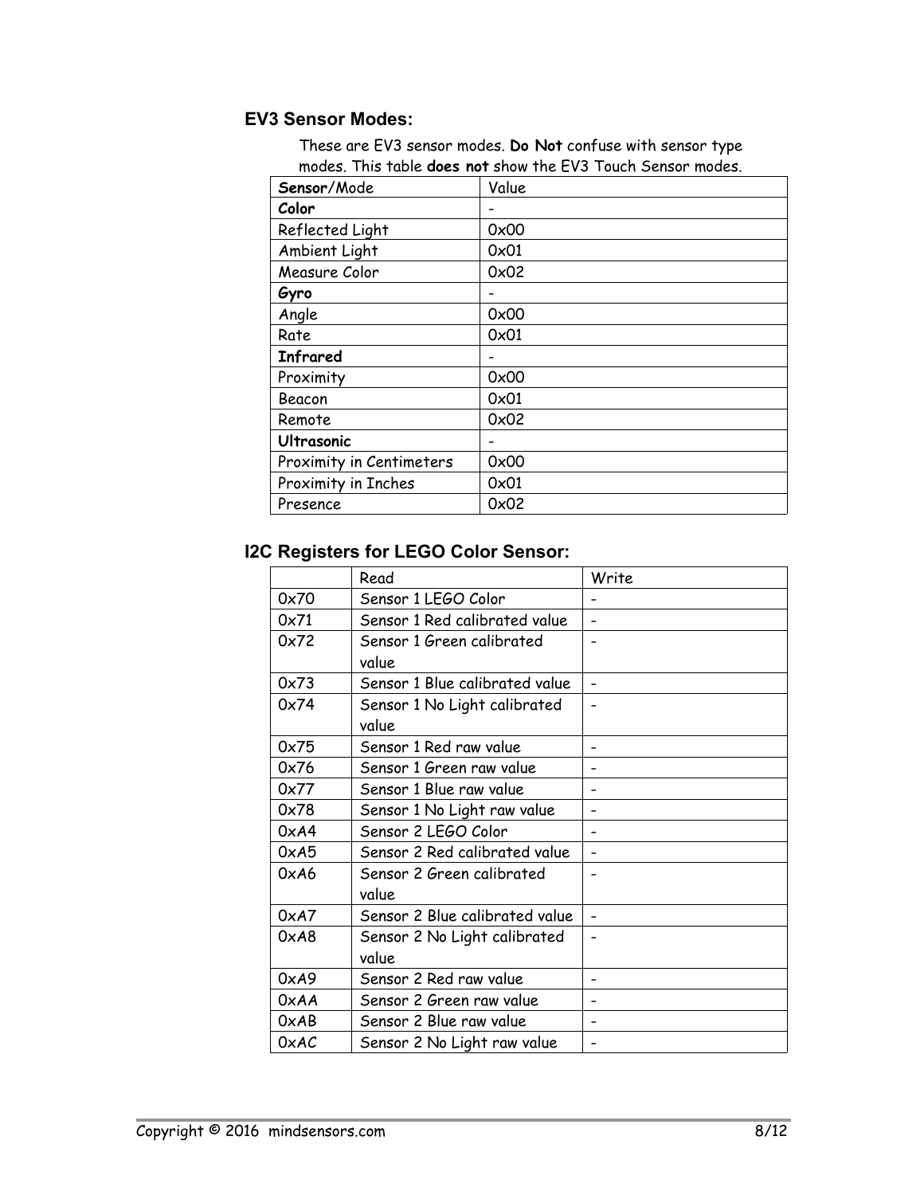### EV3 Sensor Modes:

These are EV3 sensor modes. **Do Not** confuse with sensor type modes. This table **does not** show the EV3 Touch Sensor modes.

| **Sensor**/Mode | Value |
|---|---|
| **Color** | - |
| Reflected Light | 0x00 |
| Ambient Light | 0x01 |
| Measure Color | 0x02 |
| **Gyro** | - |
| Angle | 0x00 |
| Rate | 0x01 |
| **Infrared** | - |
| Proximity | 0x00 |
| Beacon | 0x01 |
| Remote | 0x02 |
| **Ultrasonic** | - |
| Proximity in Centimeters | 0x00 |
| Proximity in Inches | 0x01 |
| Presence | 0x02 |

### I2C Registers for LEGO Color Sensor:

| | Read | Write |
|---|---|---|
| 0x70 | Sensor 1 LEGO Color | - |
| 0x71 | Sensor 1 Red calibrated value | - |
| 0x72 | Sensor 1 Green calibrated value | - |
| 0x73 | Sensor 1 Blue calibrated value | - |
| 0x74 | Sensor 1 No Light calibrated value | - |
| 0x75 | Sensor 1 Red raw value | - |
| 0x76 | Sensor 1 Green raw value | - |
| 0x77 | Sensor 1 Blue raw value | - |
| 0x78 | Sensor 1 No Light raw value | - |
| 0xA4 | Sensor 2 LEGO Color | - |
| 0xA5 | Sensor 2 Red calibrated value | - |
| 0xA6 | Sensor 2 Green calibrated value | - |
| 0xA7 | Sensor 2 Blue calibrated value | - |
| 0xA8 | Sensor 2 No Light calibrated value | - |
| 0xA9 | Sensor 2 Red raw value | - |
| 0xAA | Sensor 2 Green raw value | - |
| 0xAB | Sensor 2 Blue raw value | - |
| 0xAC | Sensor 2 No Light raw value | - |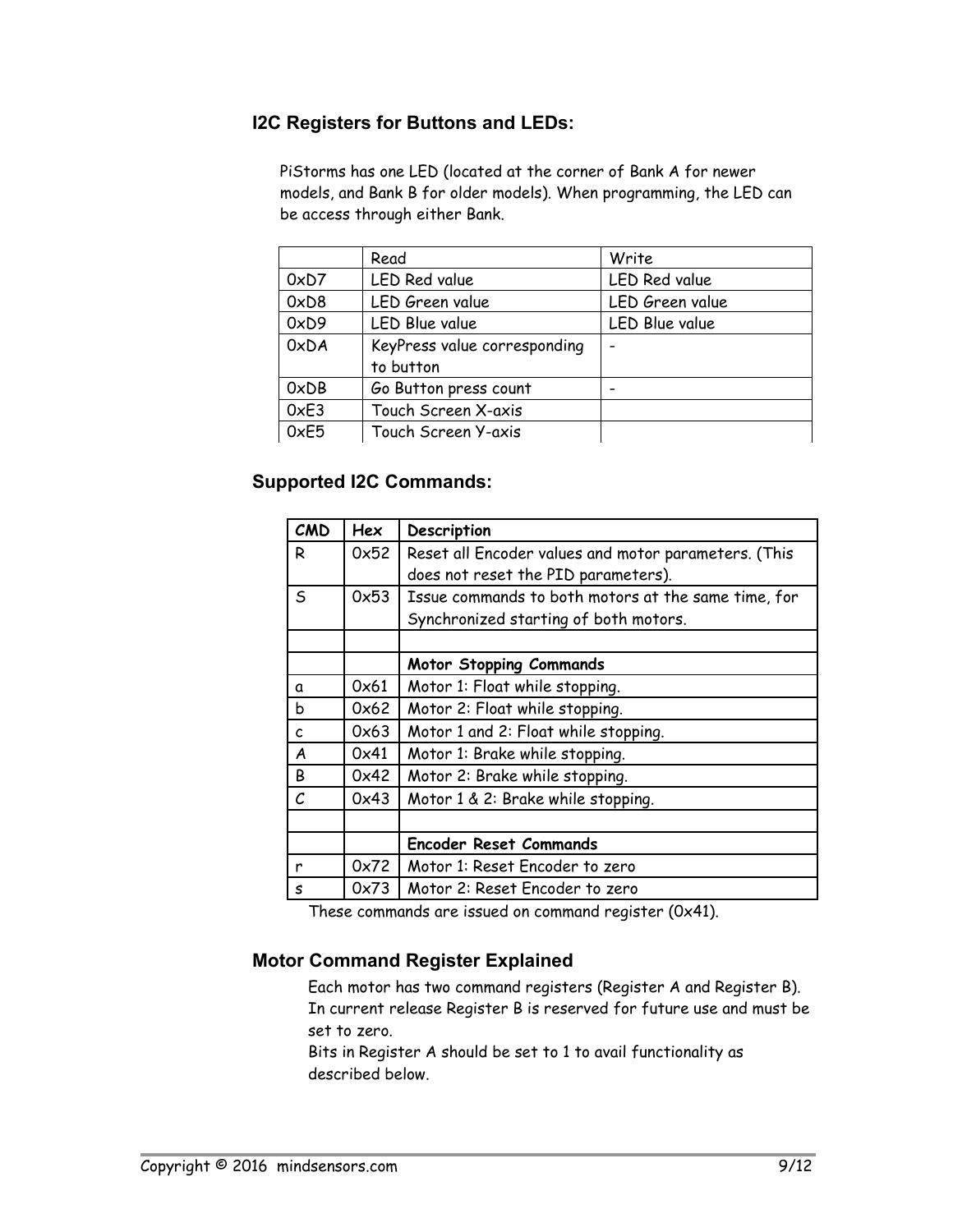### I2C Registers for Buttons and LEDs:

PiStorms has one LED (located at the corner of Bank A for newer models, and Bank B for older models). When programming, the LED can be access through either Bank.

| | Read | Write |
|---|---|---|
| 0xD7 | LED Red value | LED Red value |
| 0xD8 | LED Green value | LED Green value |
| 0xD9 | LED Blue value | LED Blue value |
| 0xDA | KeyPress value corresponding to button | - |
| 0xDB | Go Button press count | - |
| 0xE3 | Touch Screen X-axis | |
| 0xE5 | Touch Screen Y-axis | |

### Supported I2C Commands:

| CMD | Hex | Description |
|---|---|---|
| R | 0x52 | Reset all Encoder values and motor parameters. (This does not reset the PID parameters). |
| S | 0x53 | Issue commands to both motors at the same time, for Synchronized starting of both motors. |
| | | |
| | | **Motor Stopping Commands** |
| a | 0x61 | Motor 1: Float while stopping. |
| b | 0x62 | Motor 2: Float while stopping. |
| c | 0x63 | Motor 1 and 2: Float while stopping. |
| A | 0x41 | Motor 1: Brake while stopping. |
| B | 0x42 | Motor 2: Brake while stopping. |
| C | 0x43 | Motor 1 & 2: Brake while stopping. |
| | | |
| | | **Encoder Reset Commands** |
| r | 0x72 | Motor 1: Reset Encoder to zero |
| s | 0x73 | Motor 2: Reset Encoder to zero |

These commands are issued on command register (0x41).

### Motor Command Register Explained

Each motor has two command registers (Register A and Register B). In current release Register B is reserved for future use and must be set to zero.

Bits in Register A should be set to 1 to avail functionality as described below.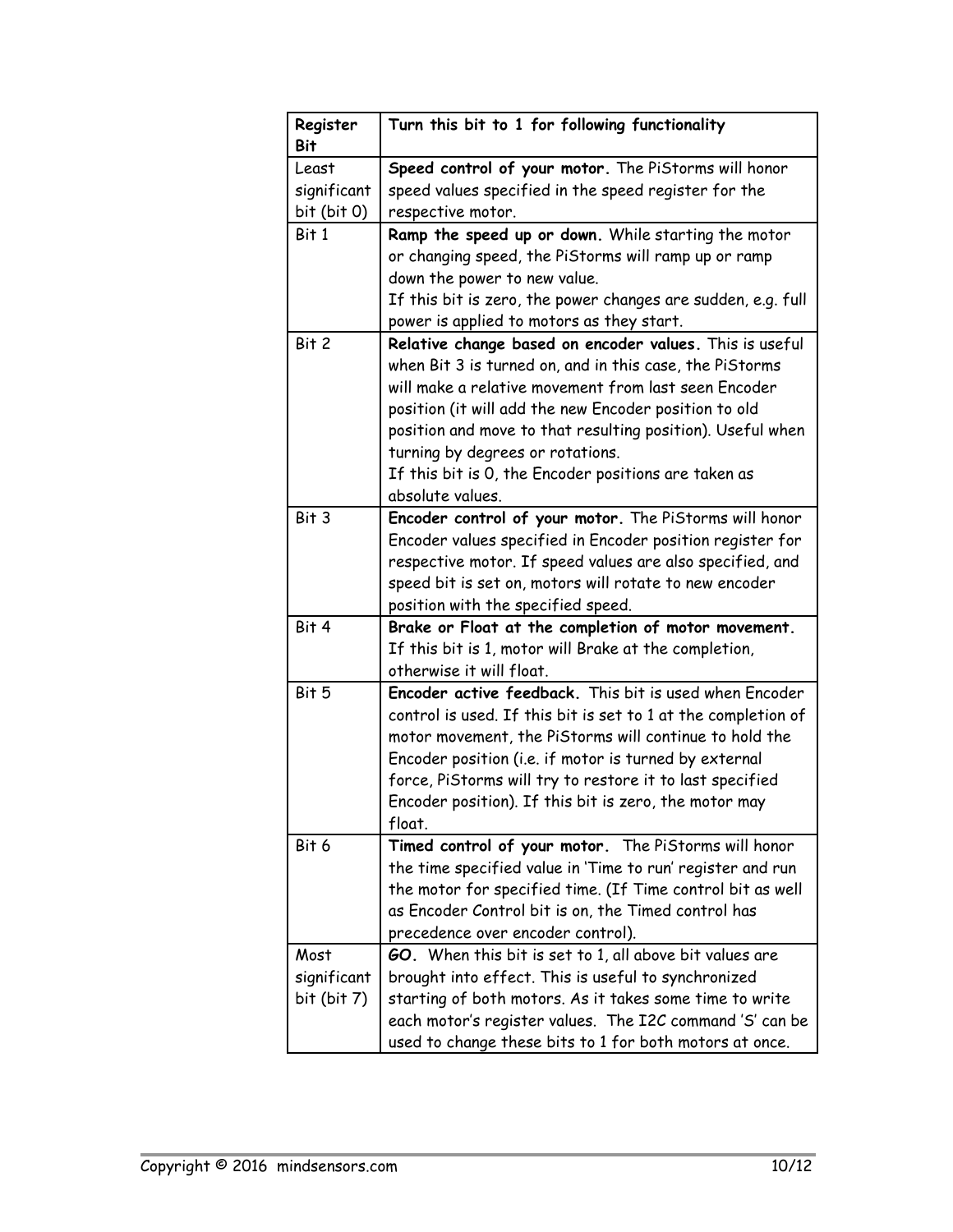| Register Bit | Turn this bit to 1 for following functionality |
|---|---|
| Least significant bit (bit 0) | **Speed control of your motor.** The PiStorms will honor speed values specified in the speed register for the respective motor. |
| Bit 1 | **Ramp the speed up or down.** While starting the motor or changing speed, the PiStorms will ramp up or ramp down the power to new value.<br>If this bit is zero, the power changes are sudden, e.g. full power is applied to motors as they start. |
| Bit 2 | **Relative change based on encoder values.** This is useful when Bit 3 is turned on, and in this case, the PiStorms will make a relative movement from last seen Encoder position (it will add the new Encoder position to old position and move to that resulting position). Useful when turning by degrees or rotations.<br>If this bit is 0, the Encoder positions are taken as absolute values. |
| Bit 3 | **Encoder control of your motor.** The PiStorms will honor Encoder values specified in Encoder position register for respective motor. If speed values are also specified, and speed bit is set on, motors will rotate to new encoder position with the specified speed. |
| Bit 4 | **Brake or Float at the completion of motor movement.** If this bit is 1, motor will Brake at the completion, otherwise it will float. |
| Bit 5 | **Encoder active feedback.** This bit is used when Encoder control is used. If this bit is set to 1 at the completion of motor movement, the PiStorms will continue to hold the Encoder position (i.e. if motor is turned by external force, PiStorms will try to restore it to last specified Encoder position). If this bit is zero, the motor may float. |
| Bit 6 | **Timed control of your motor.** The PiStorms will honor the time specified value in 'Time to run' register and run the motor for specified time. (If Time control bit as well as Encoder Control bit is on, the Timed control has precedence over encoder control). |
| Most significant bit (bit 7) | **GO.** When this bit is set to 1, all above bit values are brought into effect. This is useful to synchronized starting of both motors. As it takes some time to write each motor's register values. The I2C command 'S' can be used to change these bits to 1 for both motors at once. |

Copyright © 2016 mindsensors.com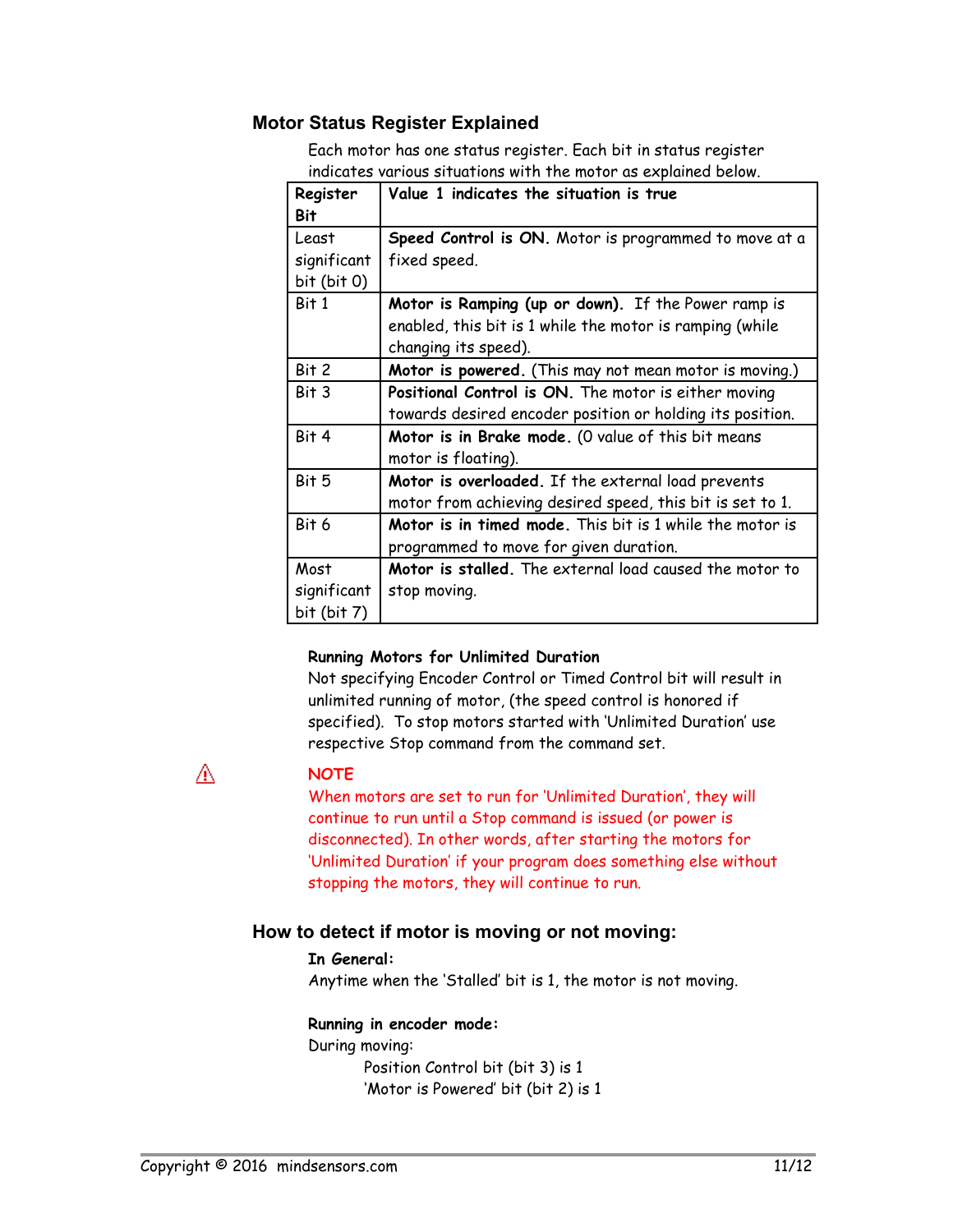## Motor Status Register Explained

Each motor has one status register. Each bit in status register indicates various situations with the motor as explained below.

| Register Bit | Value 1 indicates the situation is true |
|---|---|
| Least significant bit (bit 0) | **Speed Control is ON.** Motor is programmed to move at a fixed speed. |
| Bit 1 | **Motor is Ramping (up or down).** If the Power ramp is enabled, this bit is 1 while the motor is ramping (while changing its speed). |
| Bit 2 | **Motor is powered.** (This may not mean motor is moving.) |
| Bit 3 | **Positional Control is ON.** The motor is either moving towards desired encoder position or holding its position. |
| Bit 4 | **Motor is in Brake mode.** (0 value of this bit means motor is floating). |
| Bit 5 | **Motor is overloaded.** If the external load prevents motor from achieving desired speed, this bit is set to 1. |
| Bit 6 | **Motor is in timed mode.** This bit is 1 while the motor is programmed to move for given duration. |
| Most significant bit (bit 7) | **Motor is stalled.** The external load caused the motor to stop moving. |

**Running Motors for Unlimited Duration**

Not specifying Encoder Control or Timed Control bit will result in unlimited running of motor, (the speed control is honored if specified). To stop motors started with 'Unlimited Duration' use respective Stop command from the command set.

⚠ **NOTE**

When motors are set to run for 'Unlimited Duration', they will continue to run until a Stop command is issued (or power is disconnected). In other words, after starting the motors for 'Unlimited Duration' if your program does something else without stopping the motors, they will continue to run.

## How to detect if motor is moving or not moving:

**In General:**

Anytime when the 'Stalled' bit is 1, the motor is not moving.

**Running in encoder mode:**

During moving:

Position Control bit (bit 3) is 1

'Motor is Powered' bit (bit 2) is 1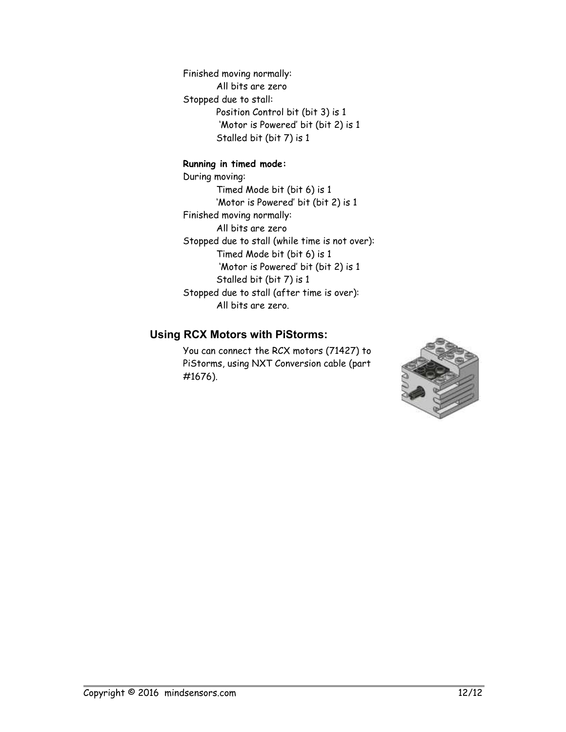Finished moving normally:

All bits are zero

Stopped due to stall:

Position Control bit (bit 3) is 1

'Motor is Powered' bit (bit 2) is 1

Stalled bit (bit 7) is 1

**Running in timed mode:**

During moving:

Timed Mode bit (bit 6) is 1

'Motor is Powered' bit (bit 2) is 1

Finished moving normally:

All bits are zero

Stopped due to stall (while time is not over):

Timed Mode bit (bit 6) is 1

'Motor is Powered' bit (bit 2) is 1

Stalled bit (bit 7) is 1

Stopped due to stall (after time is over):

All bits are zero.

## Using RCX Motors with PiStorms:

You can connect the RCX motors (71427) to PiStorms, using NXT Conversion cable (part #1676).